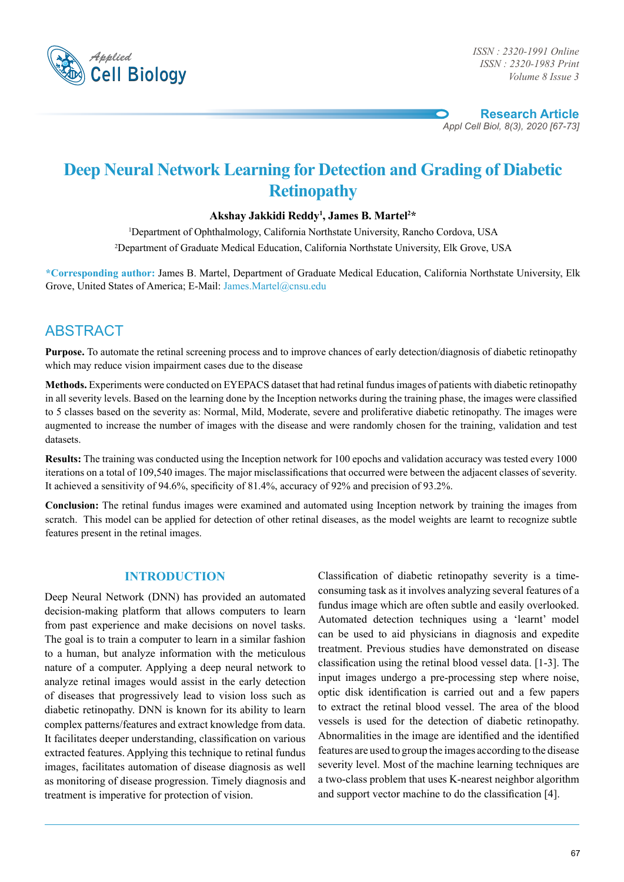# Deep Neural Network Learning for Detection and Grading of Diabetic Retinopathy

**Akshay Jakkidi Reddy[1], James B. Martel[2]***

[1]Department of Ophthalmology, California Northstate University, Rancho Cordova, USA

[2]Department of Graduate Medical Education, California Northstate University, Elk Grove, USA

***Corresponding author:** James B. Martel, Department of Graduate Medical Education, California Northstate University, Elk Grove, United States of America; E-Mail: James.Martel@cnsu.edu

## ABSTRACT

**Purpose.** To automate the retinal screening process and to improve chances of early detection/diagnosis of diabetic retinopathy which may reduce vision impairment cases due to the disease

**Methods.** Experiments were conducted on EYEPACS dataset that had retinal fundus images of patients with diabetic retinopathy in all severity levels. Based on the learning done by the Inception networks during the training phase, the images were classified to 5 classes based on the severity as: Normal, Mild, Moderate, severe and proliferative diabetic retinopathy. The images were augmented to increase the number of images with the disease and were randomly chosen for the training, validation and test datasets.

**Results:** The training was conducted using the Inception network for 100 epochs and validation accuracy was tested every 1000 iterations on a total of 109,540 images. The major misclassifications that occurred were between the adjacent classes of severity. It achieved a sensitivity of 94.6%, specificity of 81.4%, accuracy of 92% and precision of 93.2%.

**Conclusion:** The retinal fundus images were examined and automated using Inception network by training the images from scratch. This model can be applied for detection of other retinal diseases, as the model weights are learnt to recognize subtle features present in the retinal images.

## INTRODUCTION

Deep Neural Network (DNN) has provided an automated decision-making platform that allows computers to learn from past experience and make decisions on novel tasks. The goal is to train a computer to learn in a similar fashion to a human, but analyze information with the meticulous nature of a computer. Applying a deep neural network to analyze retinal images would assist in the early detection of diseases that progressively lead to vision loss such as diabetic retinopathy. DNN is known for its ability to learn complex patterns/features and extract knowledge from data. It facilitates deeper understanding, classification on various extracted features. Applying this technique to retinal fundus images, facilitates automation of disease diagnosis as well as monitoring of disease progression. Timely diagnosis and treatment is imperative for protection of vision.

Classification of diabetic retinopathy severity is a time-consuming task as it involves analyzing several features of a fundus image which are often subtle and easily overlooked. Automated detection techniques using a 'learnt' model can be used to aid physicians in diagnosis and expedite treatment. Previous studies have demonstrated on disease classification using the retinal blood vessel data. [1-3]. The input images undergo a pre-processing step where noise, optic disk identification is carried out and a few papers to extract the retinal blood vessel. The area of the blood vessels is used for the detection of diabetic retinopathy. Abnormalities in the image are identified and the identified features are used to group the images according to the disease severity level. Most of the machine learning techniques are a two-class problem that uses K-nearest neighbor algorithm and support vector machine to do the classification [4].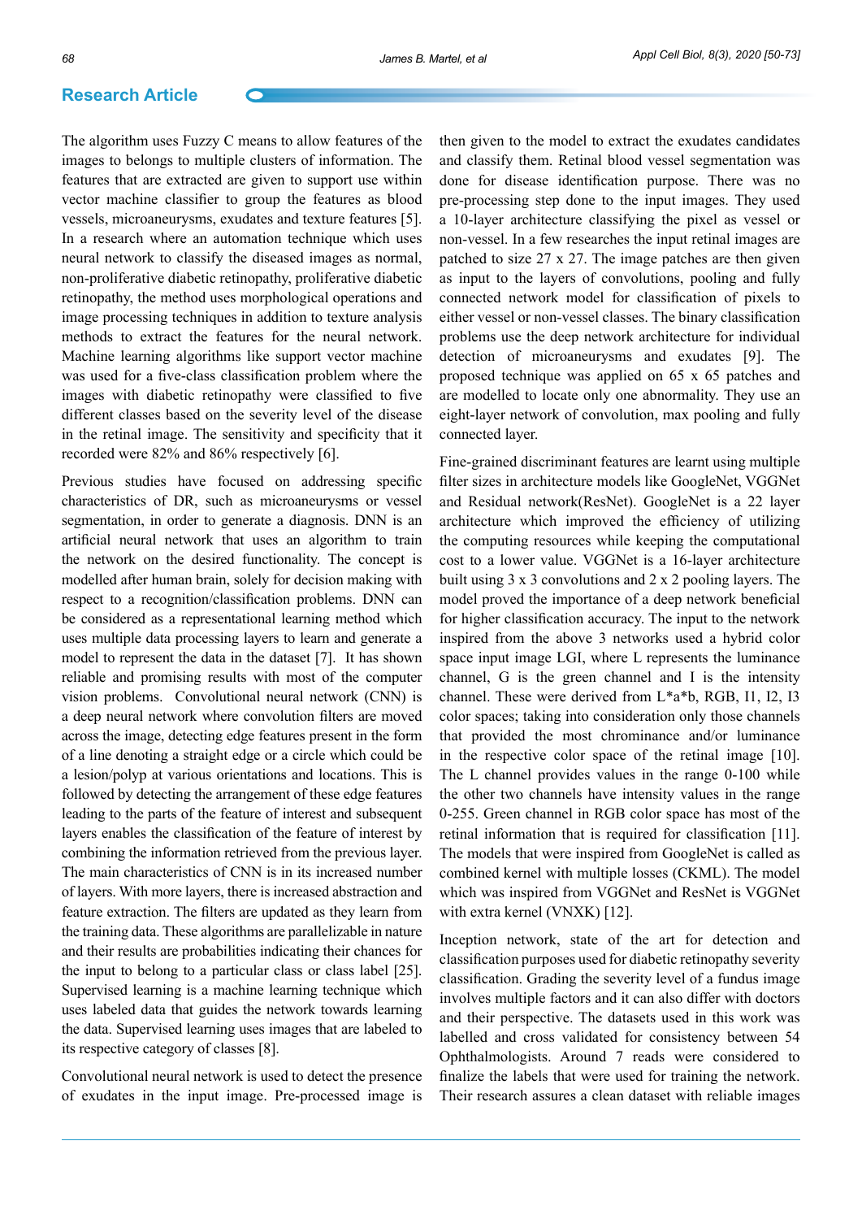The algorithm uses Fuzzy C means to allow features of the images to belongs to multiple clusters of information. The features that are extracted are given to support use within vector machine classifier to group the features as blood vessels, microaneurysms, exudates and texture features [5]. In a research where an automation technique which uses neural network to classify the diseased images as normal, non-proliferative diabetic retinopathy, proliferative diabetic retinopathy, the method uses morphological operations and image processing techniques in addition to texture analysis methods to extract the features for the neural network. Machine learning algorithms like support vector machine was used for a five-class classification problem where the images with diabetic retinopathy were classified to five different classes based on the severity level of the disease in the retinal image. The sensitivity and specificity that it recorded were 82% and 86% respectively [6].

Previous studies have focused on addressing specific characteristics of DR, such as microaneurysms or vessel segmentation, in order to generate a diagnosis. DNN is an artificial neural network that uses an algorithm to train the network on the desired functionality. The concept is modelled after human brain, solely for decision making with respect to a recognition/classification problems. DNN can be considered as a representational learning method which uses multiple data processing layers to learn and generate a model to represent the data in the dataset [7]. It has shown reliable and promising results with most of the computer vision problems. Convolutional neural network (CNN) is a deep neural network where convolution filters are moved across the image, detecting edge features present in the form of a line denoting a straight edge or a circle which could be a lesion/polyp at various orientations and locations. This is followed by detecting the arrangement of these edge features leading to the parts of the feature of interest and subsequent layers enables the classification of the feature of interest by combining the information retrieved from the previous layer. The main characteristics of CNN is in its increased number of layers. With more layers, there is increased abstraction and feature extraction. The filters are updated as they learn from the training data. These algorithms are parallelizable in nature and their results are probabilities indicating their chances for the input to belong to a particular class or class label [25]. Supervised learning is a machine learning technique which uses labeled data that guides the network towards learning the data. Supervised learning uses images that are labeled to its respective category of classes [8].

Convolutional neural network is used to detect the presence of exudates in the input image. Pre-processed image is then given to the model to extract the exudates candidates and classify them. Retinal blood vessel segmentation was done for disease identification purpose. There was no pre-processing step done to the input images. They used a 10-layer architecture classifying the pixel as vessel or non-vessel. In a few researches the input retinal images are patched to size 27 x 27. The image patches are then given as input to the layers of convolutions, pooling and fully connected network model for classification of pixels to either vessel or non-vessel classes. The binary classification problems use the deep network architecture for individual detection of microaneurysms and exudates [9]. The proposed technique was applied on 65 x 65 patches and are modelled to locate only one abnormality. They use an eight-layer network of convolution, max pooling and fully connected layer.

Fine-grained discriminant features are learnt using multiple filter sizes in architecture models like GoogleNet, VGGNet and Residual network(ResNet). GoogleNet is a 22 layer architecture which improved the efficiency of utilizing the computing resources while keeping the computational cost to a lower value. VGGNet is a 16-layer architecture built using 3 x 3 convolutions and 2 x 2 pooling layers. The model proved the importance of a deep network beneficial for higher classification accuracy. The input to the network inspired from the above 3 networks used a hybrid color space input image LGI, where L represents the luminance channel, G is the green channel and I is the intensity channel. These were derived from L*a*b, RGB, I1, I2, I3 color spaces; taking into consideration only those channels that provided the most chrominance and/or luminance in the respective color space of the retinal image [10]. The L channel provides values in the range 0-100 while the other two channels have intensity values in the range 0-255. Green channel in RGB color space has most of the retinal information that is required for classification [11]. The models that were inspired from GoogleNet is called as combined kernel with multiple losses (CKML). The model which was inspired from VGGNet and ResNet is VGGNet with extra kernel (VNXK) [12].

Inception network, state of the art for detection and classification purposes used for diabetic retinopathy severity classification. Grading the severity level of a fundus image involves multiple factors and it can also differ with doctors and their perspective. The datasets used in this work was labelled and cross validated for consistency between 54 Ophthalmologists. Around 7 reads were considered to finalize the labels that were used for training the network. Their research assures a clean dataset with reliable images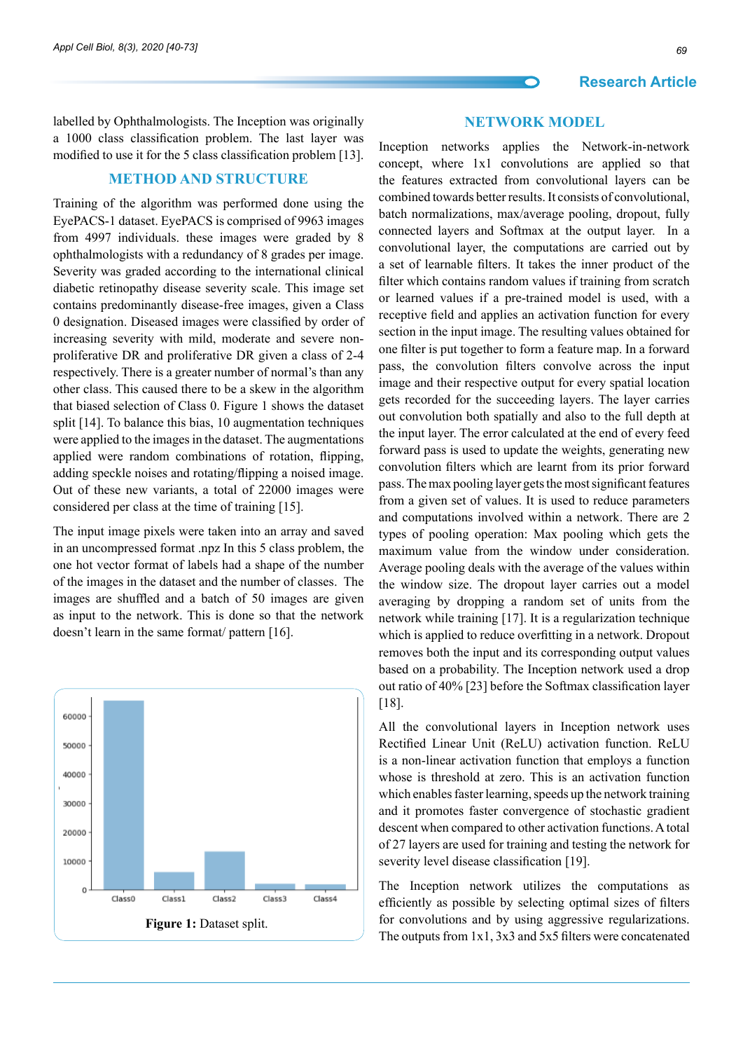labelled by Ophthalmologists. The Inception was originally a 1000 class classification problem. The last layer was modified to use it for the 5 class classification problem [13].

## METHOD AND STRUCTURE

Training of the algorithm was performed done using the EyePACS-1 dataset. EyePACS is comprised of 9963 images from 4997 individuals. these images were graded by 8 ophthalmologists with a redundancy of 8 grades per image. Severity was graded according to the international clinical diabetic retinopathy disease severity scale. This image set contains predominantly disease-free images, given a Class 0 designation. Diseased images were classified by order of increasing severity with mild, moderate and severe non-proliferative DR and proliferative DR given a class of 2-4 respectively. There is a greater number of normal's than any other class. This caused there to be a skew in the algorithm that biased selection of Class 0. Figure 1 shows the dataset split [14]. To balance this bias, 10 augmentation techniques were applied to the images in the dataset. The augmentations applied were random combinations of rotation, flipping, adding speckle noises and rotating/flipping a noised image. Out of these new variants, a total of 22000 images were considered per class at the time of training [15].

The input image pixels were taken into an array and saved in an uncompressed format .npz In this 5 class problem, the one hot vector format of labels had a shape of the number of the images in the dataset and the number of classes. The images are shuffled and a batch of 50 images are given as input to the network. This is done so that the network doesn't learn in the same format/ pattern [16].

**Figure 1:** Dataset split.

## NETWORK MODEL

Inception networks applies the Network-in-network concept, where 1x1 convolutions are applied so that the features extracted from convolutional layers can be combined towards better results. It consists of convolutional, batch normalizations, max/average pooling, dropout, fully connected layers and Softmax at the output layer. In a convolutional layer, the computations are carried out by a set of learnable filters. It takes the inner product of the filter which contains random values if training from scratch or learned values if a pre-trained model is used, with a receptive field and applies an activation function for every section in the input image. The resulting values obtained for one filter is put together to form a feature map. In a forward pass, the convolution filters convolve across the input image and their respective output for every spatial location gets recorded for the succeeding layers. The layer carries out convolution both spatially and also to the full depth at the input layer. The error calculated at the end of every feed forward pass is used to update the weights, generating new convolution filters which are learnt from its prior forward pass. The max pooling layer gets the most significant features from a given set of values. It is used to reduce parameters and computations involved within a network. There are 2 types of pooling operation: Max pooling which gets the maximum value from the window under consideration. Average pooling deals with the average of the values within the window size. The dropout layer carries out a model averaging by dropping a random set of units from the network while training [17]. It is a regularization technique which is applied to reduce overfitting in a network. Dropout removes both the input and its corresponding output values based on a probability. The Inception network used a drop out ratio of 40% [23] before the Softmax classification layer [18].

All the convolutional layers in Inception network uses Rectified Linear Unit (ReLU) activation function. ReLU is a non-linear activation function that employs a function whose is threshold at zero. This is an activation function which enables faster learning, speeds up the network training and it promotes faster convergence of stochastic gradient descent when compared to other activation functions. A total of 27 layers are used for training and testing the network for severity level disease classification [19].

The Inception network utilizes the computations as efficiently as possible by selecting optimal sizes of filters for convolutions and by using aggressive regularizations. The outputs from 1x1, 3x3 and 5x5 filters were concatenated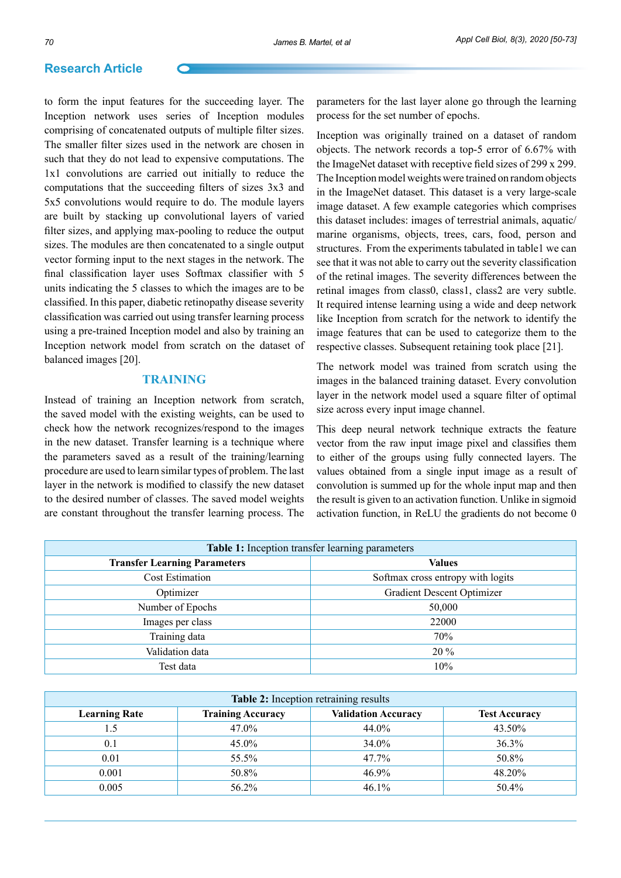to form the input features for the succeeding layer. The Inception network uses series of Inception modules comprising of concatenated outputs of multiple filter sizes. The smaller filter sizes used in the network are chosen in such that they do not lead to expensive computations. The 1x1 convolutions are carried out initially to reduce the computations that the succeeding filters of sizes 3x3 and 5x5 convolutions would require to do. The module layers are built by stacking up convolutional layers of varied filter sizes, and applying max-pooling to reduce the output sizes. The modules are then concatenated to a single output vector forming input to the next stages in the network. The final classification layer uses Softmax classifier with 5 units indicating the 5 classes to which the images are to be classified. In this paper, diabetic retinopathy disease severity classification was carried out using transfer learning process using a pre-trained Inception model and also by training an Inception network model from scratch on the dataset of balanced images [20].

## TRAINING

Instead of training an Inception network from scratch, the saved model with the existing weights, can be used to check how the network recognizes/respond to the images in the new dataset. Transfer learning is a technique where the parameters saved as a result of the training/learning procedure are used to learn similar types of problem. The last layer in the network is modified to classify the new dataset to the desired number of classes. The saved model weights are constant throughout the transfer learning process. The parameters for the last layer alone go through the learning process for the set number of epochs.

Inception was originally trained on a dataset of random objects. The network records a top-5 error of 6.67% with the ImageNet dataset with receptive field sizes of 299 x 299. The Inception model weights were trained on random objects in the ImageNet dataset. This dataset is a very large-scale image dataset. A few example categories which comprises this dataset includes: images of terrestrial animals, aquatic/ marine organisms, objects, trees, cars, food, person and structures. From the experiments tabulated in table1 we can see that it was not able to carry out the severity classification of the retinal images. The severity differences between the retinal images from class0, class1, class2 are very subtle. It required intense learning using a wide and deep network like Inception from scratch for the network to identify the image features that can be used to categorize them to the respective classes. Subsequent retaining took place [21].

The network model was trained from scratch using the images in the balanced training dataset. Every convolution layer in the network model used a square filter of optimal size across every input image channel.

This deep neural network technique extracts the feature vector from the raw input image pixel and classifies them to either of the groups using fully connected layers. The values obtained from a single input image as a result of convolution is summed up for the whole input map and then the result is given to an activation function. Unlike in sigmoid activation function, in ReLU the gradients do not become 0

**Table 1:** Inception transfer learning parameters

| Transfer Learning Parameters | Values |
|---|---|
| Cost Estimation | Softmax cross entropy with logits |
| Optimizer | Gradient Descent Optimizer |
| Number of Epochs | 50,000 |
| Images per class | 22000 |
| Training data | 70% |
| Validation data | 20 % |
| Test data | 10% |

**Table 2:** Inception retraining results

| Learning Rate | Training Accuracy | Validation Accuracy | Test Accuracy |
|---|---|---|---|
| 1.5 | 47.0% | 44.0% | 43.50% |
| 0.1 | 45.0% | 34.0% | 36.3% |
| 0.01 | 55.5% | 47.7% | 50.8% |
| 0.001 | 50.8% | 46.9% | 48.20% |
| 0.005 | 56.2% | 46.1% | 50.4% |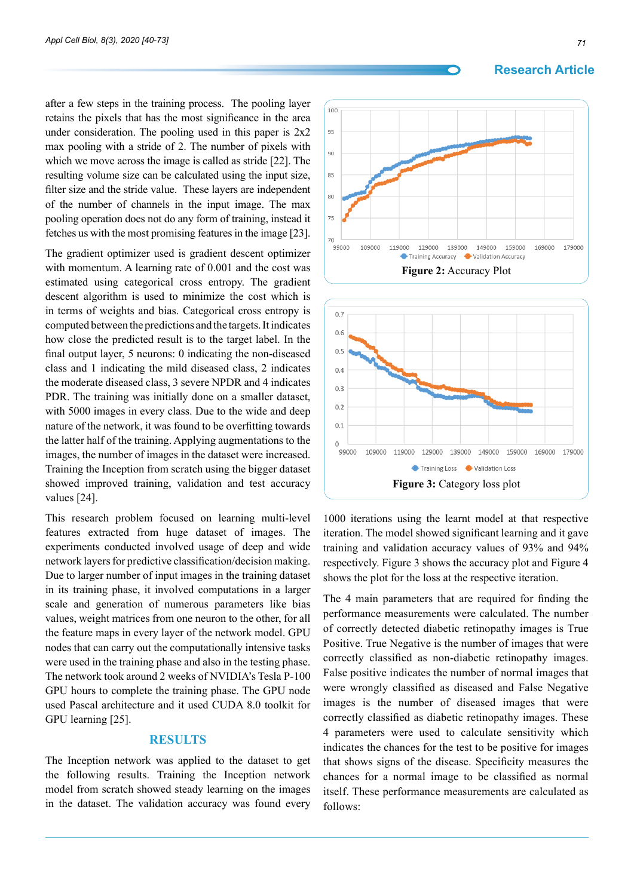after a few steps in the training process. The pooling layer retains the pixels that has the most significance in the area under consideration. The pooling used in this paper is 2x2 max pooling with a stride of 2. The number of pixels with which we move across the image is called as stride [22]. The resulting volume size can be calculated using the input size, filter size and the stride value. These layers are independent of the number of channels in the input image. The max pooling operation does not do any form of training, instead it fetches us with the most promising features in the image [23].

The gradient optimizer used is gradient descent optimizer with momentum. A learning rate of 0.001 and the cost was estimated using categorical cross entropy. The gradient descent algorithm is used to minimize the cost which is in terms of weights and bias. Categorical cross entropy is computed between the predictions and the targets. It indicates how close the predicted result is to the target label. In the final output layer, 5 neurons: 0 indicating the non-diseased class and 1 indicating the mild diseased class, 2 indicates the moderate diseased class, 3 severe NPDR and 4 indicates PDR. The training was initially done on a smaller dataset, with 5000 images in every class. Due to the wide and deep nature of the network, it was found to be overfitting towards the latter half of the training. Applying augmentations to the images, the number of images in the dataset were increased. Training the Inception from scratch using the bigger dataset showed improved training, validation and test accuracy values [24].

This research problem focused on learning multi-level features extracted from huge dataset of images. The experiments conducted involved usage of deep and wide network layers for predictive classification/decision making. Due to larger number of input images in the training dataset in its training phase, it involved computations in a larger scale and generation of numerous parameters like bias values, weight matrices from one neuron to the other, for all the feature maps in every layer of the network model. GPU nodes that can carry out the computationally intensive tasks were used in the training phase and also in the testing phase. The network took around 2 weeks of NVIDIA's Tesla P-100 GPU hours to complete the training phase. The GPU node used Pascal architecture and it used CUDA 8.0 toolkit for GPU learning [25].

## RESULTS

The Inception network was applied to the dataset to get the following results. Training the Inception network model from scratch showed steady learning on the images in the dataset. The validation accuracy was found every 1000 iterations using the learnt model at that respective iteration. The model showed significant learning and it gave training and validation accuracy values of 93% and 94% respectively. Figure 3 shows the accuracy plot and Figure 4 shows the plot for the loss at the respective iteration.

**Figure 2:** Accuracy Plot

**Figure 3:** Category loss plot

The 4 main parameters that are required for finding the performance measurements were calculated. The number of correctly detected diabetic retinopathy images is True Positive. True Negative is the number of images that were correctly classified as non-diabetic retinopathy images. False positive indicates the number of normal images that were wrongly classified as diseased and False Negative images is the number of diseased images that were correctly classified as diabetic retinopathy images. These 4 parameters were used to calculate sensitivity which indicates the chances for the test to be positive for images that shows signs of the disease. Specificity measures the chances for a normal image to be classified as normal itself. These performance measurements are calculated as follows: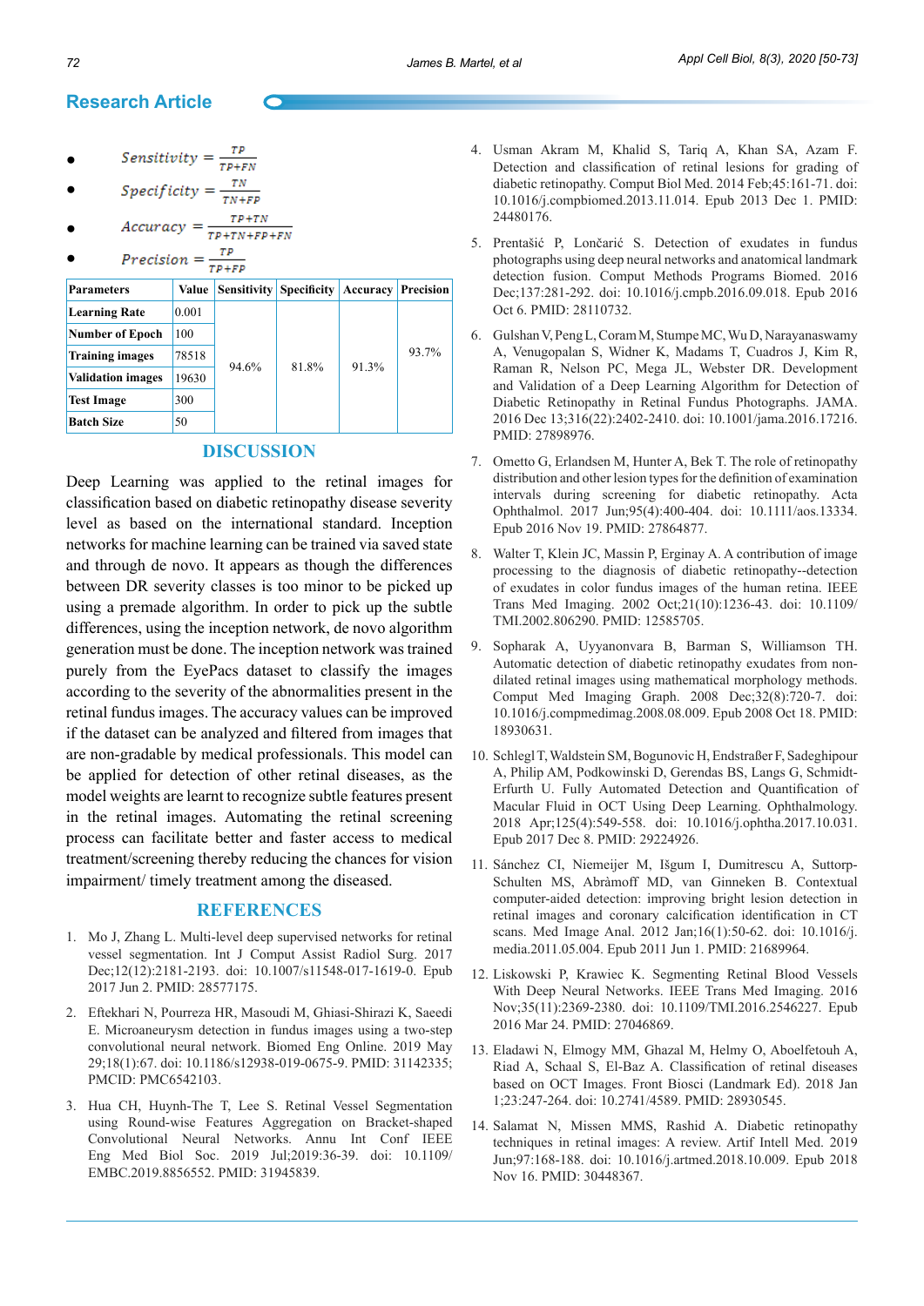- $Sensitivity = \frac{TP}{TP+FN}$
- $Specificity = \frac{TN}{TN+FP}$
- $Accuracy = \frac{TP+TN}{TP+TN+FP+FN}$
- $Precision = \frac{TP}{TP+FP}$

| Parameters | Value | Sensitivity | Specificity | Accuracy | Precision |
|---|---|---|---|---|---|
| **Learning Rate** | 0.001 | 94.6% | 81.8% | 91.3% | 93.7% |
| **Number of Epoch** | 100 | | | | |
| **Training images** | 78518 | | | | |
| **Validation images** | 19630 | | | | |
| **Test Image** | 300 | | | | |
| **Batch Size** | 50 | | | | |

## DISCUSSION

Deep Learning was applied to the retinal images for classification based on diabetic retinopathy disease severity level as based on the international standard. Inception networks for machine learning can be trained via saved state and through de novo. It appears as though the differences between DR severity classes is too minor to be picked up using a premade algorithm. In order to pick up the subtle differences, using the inception network, de novo algorithm generation must be done. The inception network was trained purely from the EyePacs dataset to classify the images according to the severity of the abnormalities present in the retinal fundus images. The accuracy values can be improved if the dataset can be analyzed and filtered from images that are non-gradable by medical professionals. This model can be applied for detection of other retinal diseases, as the model weights are learnt to recognize subtle features present in the retinal images. Automating the retinal screening process can facilitate better and faster access to medical treatment/screening thereby reducing the chances for vision impairment/ timely treatment among the diseased.

## REFERENCES

1. Mo J, Zhang L. Multi-level deep supervised networks for retinal vessel segmentation. Int J Comput Assist Radiol Surg. 2017 Dec;12(12):2181-2193. doi: 10.1007/s11548-017-1619-0. Epub 2017 Jun 2. PMID: 28577175.

2. Eftekhari N, Pourreza HR, Masoudi M, Ghiasi-Shirazi K, Saeedi E. Microaneurysm detection in fundus images using a two-step convolutional neural network. Biomed Eng Online. 2019 May 29;18(1):67. doi: 10.1186/s12938-019-0675-9. PMID: 31142335; PMCID: PMC6542103.

3. Hua CH, Huynh-The T, Lee S. Retinal Vessel Segmentation using Round-wise Features Aggregation on Bracket-shaped Convolutional Neural Networks. Annu Int Conf IEEE Eng Med Biol Soc. 2019 Jul;2019:36-39. doi: 10.1109/EMBC.2019.8856552. PMID: 31945839.

4. Usman Akram M, Khalid S, Tariq A, Khan SA, Azam F. Detection and classification of retinal lesions for grading of diabetic retinopathy. Comput Biol Med. 2014 Feb;45:161-71. doi: 10.1016/j.compbiomed.2013.11.014. Epub 2013 Dec 1. PMID: 24480176.

5. Prentašić P, Lončarić S. Detection of exudates in fundus photographs using deep neural networks and anatomical landmark detection fusion. Comput Methods Programs Biomed. 2016 Dec;137:281-292. doi: 10.1016/j.cmpb.2016.09.018. Epub 2016 Oct 6. PMID: 28110732.

6. Gulshan V, Peng L, Coram M, Stumpe MC, Wu D, Narayanaswamy A, Venugopalan S, Widner K, Madams T, Cuadros J, Kim R, Raman R, Nelson PC, Mega JL, Webster DR. Development and Validation of a Deep Learning Algorithm for Detection of Diabetic Retinopathy in Retinal Fundus Photographs. JAMA. 2016 Dec 13;316(22):2402-2410. doi: 10.1001/jama.2016.17216. PMID: 27898976.

7. Ometto G, Erlandsen M, Hunter A, Bek T. The role of retinopathy distribution and other lesion types for the definition of examination intervals during screening for diabetic retinopathy. Acta Ophthalmol. 2017 Jun;95(4):400-404. doi: 10.1111/aos.13334. Epub 2016 Nov 19. PMID: 27864877.

8. Walter T, Klein JC, Massin P, Erginay A. A contribution of image processing to the diagnosis of diabetic retinopathy--detection of exudates in color fundus images of the human retina. IEEE Trans Med Imaging. 2002 Oct;21(10):1236-43. doi: 10.1109/TMI.2002.806290. PMID: 12585705.

9. Sopharak A, Uyyanonvara B, Barman S, Williamson TH. Automatic detection of diabetic retinopathy exudates from non-dilated retinal images using mathematical morphology methods. Comput Med Imaging Graph. 2008 Dec;32(8):720-7. doi: 10.1016/j.compmedimag.2008.08.009. Epub 2008 Oct 18. PMID: 18930631.

10. Schlegl T, Waldstein SM, Bogunovic H, Endstraßer F, Sadeghipour A, Philip AM, Podkowinski D, Gerendas BS, Langs G, Schmidt-Erfurth U. Fully Automated Detection and Quantification of Macular Fluid in OCT Using Deep Learning. Ophthalmology. 2018 Apr;125(4):549-558. doi: 10.1016/j.ophtha.2017.10.031. Epub 2017 Dec 8. PMID: 29224926.

11. Sánchez CI, Niemeijer M, Išgum I, Dumitrescu A, Suttorp-Schulten MS, Abràmoff MD, van Ginneken B. Contextual computer-aided detection: improving bright lesion detection in retinal images and coronary calcification identification in CT scans. Med Image Anal. 2012 Jan;16(1):50-62. doi: 10.1016/j.media.2011.05.004. Epub 2011 Jun 1. PMID: 21689964.

12. Liskowski P, Krawiec K. Segmenting Retinal Blood Vessels With Deep Neural Networks. IEEE Trans Med Imaging. 2016 Nov;35(11):2369-2380. doi: 10.1109/TMI.2016.2546227. Epub 2016 Mar 24. PMID: 27046869.

13. Eladawi N, Elmogy MM, Ghazal M, Helmy O, Aboelfetouh A, Riad A, Schaal S, El-Baz A. Classification of retinal diseases based on OCT Images. Front Biosci (Landmark Ed). 2018 Jan 1;23:247-264. doi: 10.2741/4589. PMID: 28930545.

14. Salamat N, Missen MMS, Rashid A. Diabetic retinopathy techniques in retinal images: A review. Artif Intell Med. 2019 Jun;97:168-188. doi: 10.1016/j.artmed.2018.10.009. Epub 2018 Nov 16. PMID: 30448367.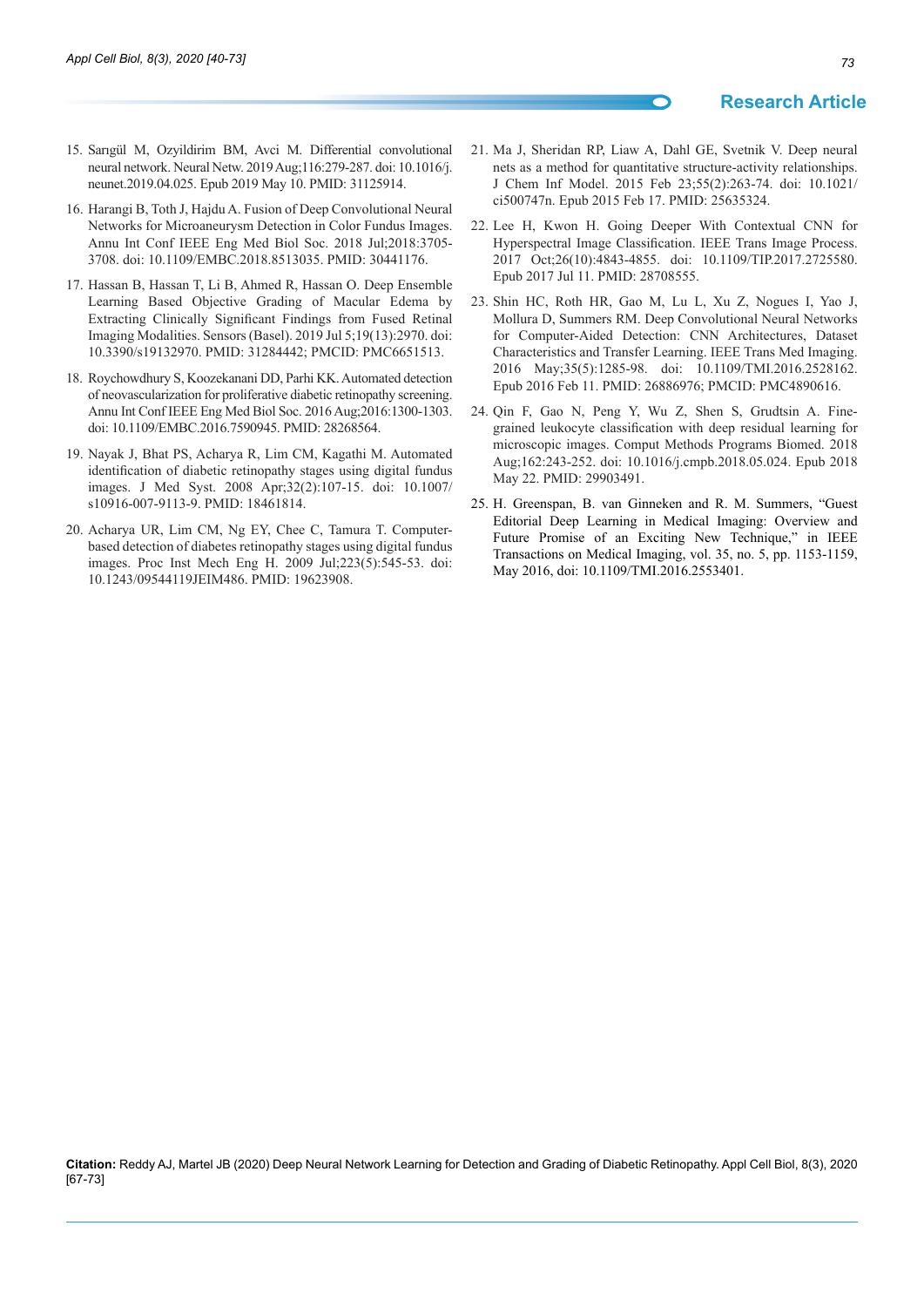15. Sarıgül M, Ozyildirim BM, Avci M. Differential convolutional neural network. Neural Netw. 2019 Aug;116:279-287. doi: 10.1016/j.neunet.2019.04.025. Epub 2019 May 10. PMID: 31125914.

16. Harangi B, Toth J, Hajdu A. Fusion of Deep Convolutional Neural Networks for Microaneurysm Detection in Color Fundus Images. Annu Int Conf IEEE Eng Med Biol Soc. 2018 Jul;2018:3705-3708. doi: 10.1109/EMBC.2018.8513035. PMID: 30441176.

17. Hassan B, Hassan T, Li B, Ahmed R, Hassan O. Deep Ensemble Learning Based Objective Grading of Macular Edema by Extracting Clinically Significant Findings from Fused Retinal Imaging Modalities. Sensors (Basel). 2019 Jul 5;19(13):2970. doi: 10.3390/s19132970. PMID: 31284442; PMCID: PMC6651513.

18. Roychowdhury S, Koozekanani DD, Parhi KK. Automated detection of neovascularization for proliferative diabetic retinopathy screening. Annu Int Conf IEEE Eng Med Biol Soc. 2016 Aug;2016:1300-1303. doi: 10.1109/EMBC.2016.7590945. PMID: 28268564.

19. Nayak J, Bhat PS, Acharya R, Lim CM, Kagathi M. Automated identification of diabetic retinopathy stages using digital fundus images. J Med Syst. 2008 Apr;32(2):107-15. doi: 10.1007/s10916-007-9113-9. PMID: 18461814.

20. Acharya UR, Lim CM, Ng EY, Chee C, Tamura T. Computer-based detection of diabetes retinopathy stages using digital fundus images. Proc Inst Mech Eng H. 2009 Jul;223(5):545-53. doi: 10.1243/09544119JEIM486. PMID: 19623908.

21. Ma J, Sheridan RP, Liaw A, Dahl GE, Svetnik V. Deep neural nets as a method for quantitative structure-activity relationships. J Chem Inf Model. 2015 Feb 23;55(2):263-74. doi: 10.1021/ci500747n. Epub 2015 Feb 17. PMID: 25635324.

22. Lee H, Kwon H. Going Deeper With Contextual CNN for Hyperspectral Image Classification. IEEE Trans Image Process. 2017 Oct;26(10):4843-4855. doi: 10.1109/TIP.2017.2725580. Epub 2017 Jul 11. PMID: 28708555.

23. Shin HC, Roth HR, Gao M, Lu L, Xu Z, Nogues I, Yao J, Mollura D, Summers RM. Deep Convolutional Neural Networks for Computer-Aided Detection: CNN Architectures, Dataset Characteristics and Transfer Learning. IEEE Trans Med Imaging. 2016 May;35(5):1285-98. doi: 10.1109/TMI.2016.2528162. Epub 2016 Feb 11. PMID: 26886976; PMCID: PMC4890616.

24. Qin F, Gao N, Peng Y, Wu Z, Shen S, Grudtsin A. Fine-grained leukocyte classification with deep residual learning for microscopic images. Comput Methods Programs Biomed. 2018 Aug;162:243-252. doi: 10.1016/j.cmpb.2018.05.024. Epub 2018 May 22. PMID: 29903491.

25. H. Greenspan, B. van Ginneken and R. M. Summers, "Guest Editorial Deep Learning in Medical Imaging: Overview and Future Promise of an Exciting New Technique," in IEEE Transactions on Medical Imaging, vol. 35, no. 5, pp. 1153-1159, May 2016, doi: 10.1109/TMI.2016.2553401.

**Citation:** Reddy AJ, Martel JB (2020) Deep Neural Network Learning for Detection and Grading of Diabetic Retinopathy. Appl Cell Biol, 8(3), 2020 [67-73]